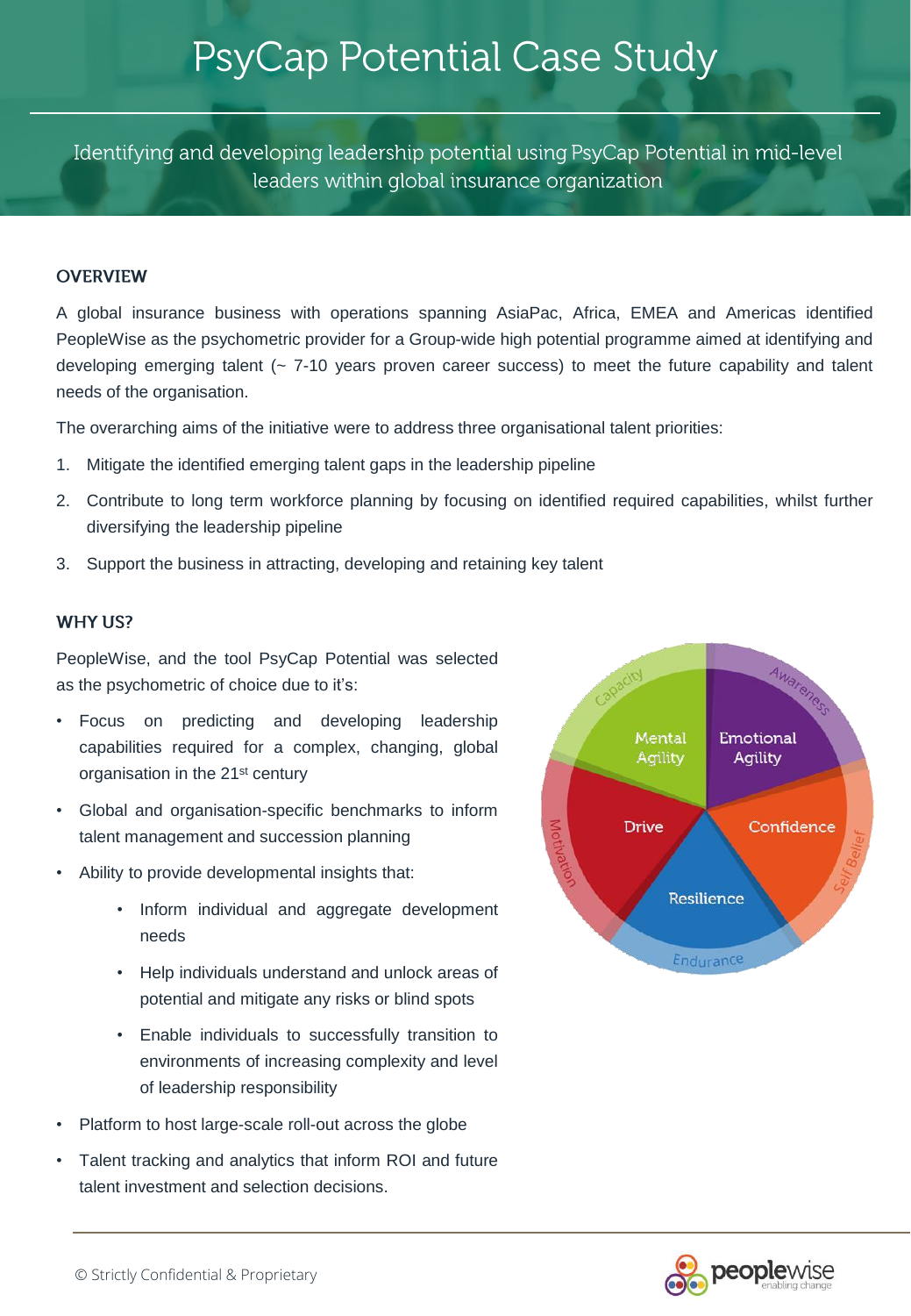# PsyCap Potential Case Study

Identifying and developing leadership potential using PsyCap Potential in mid-level leaders within global insurance organization

## OVERVIEW

A global insurance business with operations spanning AsiaPac, Africa, EMEA and Americas identified PeopleWise as the psychometric provider for a Group-wide high potential programme aimed at identifying and developing emerging talent (~ 7-10 years proven career success) to meet the future capability and talent needs of the organisation.

The overarching aims of the initiative were to address three organisational talent priorities:

1. Mitigate the identified emerging talent gaps in the leadership pipeline
2. Contribute to long term workforce planning by focusing on identified required capabilities, whilst further diversifying the leadership pipeline
3. Support the business in attracting, developing and retaining key talent

## WHY US?

PeopleWise, and the tool PsyCap Potential was selected as the psychometric of choice due to it's:

- Focus on predicting and developing leadership capabilities required for a complex, changing, global organisation in the 21st century
- Global and organisation-specific benchmarks to inform talent management and succession planning
- Ability to provide developmental insights that:
    - Inform individual and aggregate development needs
    - Help individuals understand and unlock areas of potential and mitigate any risks or blind spots
    - Enable individuals to successfully transition to environments of increasing complexity and level of leadership responsibility
- Platform to host large-scale roll-out across the globe
- Talent tracking and analytics that inform ROI and future talent investment and selection decisions.

Capacity: Mental Agility | Awareness: Emotional Agility | Motivation: Drive | Self Belief: Confidence | Endurance: Resilience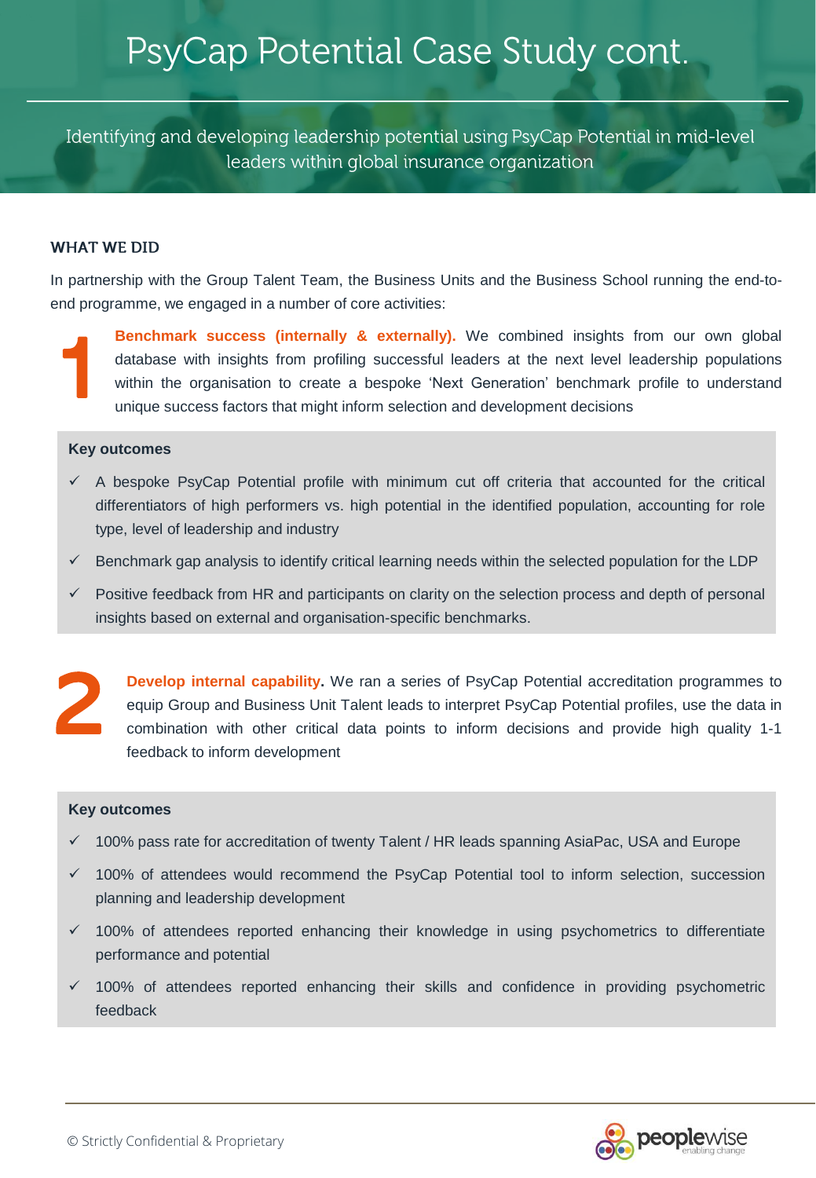# PsyCap Potential Case Study cont.

Identifying and developing leadership potential using PsyCap Potential in mid-level leaders within global insurance organization

## WHAT WE DID

In partnership with the Group Talent Team, the Business Units and the Business School running the end-to-end programme, we engaged in a number of core activities:

**1** **Benchmark success (internally & externally).** We combined insights from our own global database with insights from profiling successful leaders at the next level leadership populations within the organisation to create a bespoke 'Next Generation' benchmark profile to understand unique success factors that might inform selection and development decisions

**Key outcomes**

- ✓ A bespoke PsyCap Potential profile with minimum cut off criteria that accounted for the critical differentiators of high performers vs. high potential in the identified population, accounting for role type, level of leadership and industry
- ✓ Benchmark gap analysis to identify critical learning needs within the selected population for the LDP
- ✓ Positive feedback from HR and participants on clarity on the selection process and depth of personal insights based on external and organisation-specific benchmarks.

**2** **Develop internal capability.** We ran a series of PsyCap Potential accreditation programmes to equip Group and Business Unit Talent leads to interpret PsyCap Potential profiles, use the data in combination with other critical data points to inform decisions and provide high quality 1-1 feedback to inform development

**Key outcomes**

- ✓ 100% pass rate for accreditation of twenty Talent / HR leads spanning AsiaPac, USA and Europe
- ✓ 100% of attendees would recommend the PsyCap Potential tool to inform selection, succession planning and leadership development
- ✓ 100% of attendees reported enhancing their knowledge in using psychometrics to differentiate performance and potential
- ✓ 100% of attendees reported enhancing their skills and confidence in providing psychometric feedback

© Strictly Confidential & Proprietary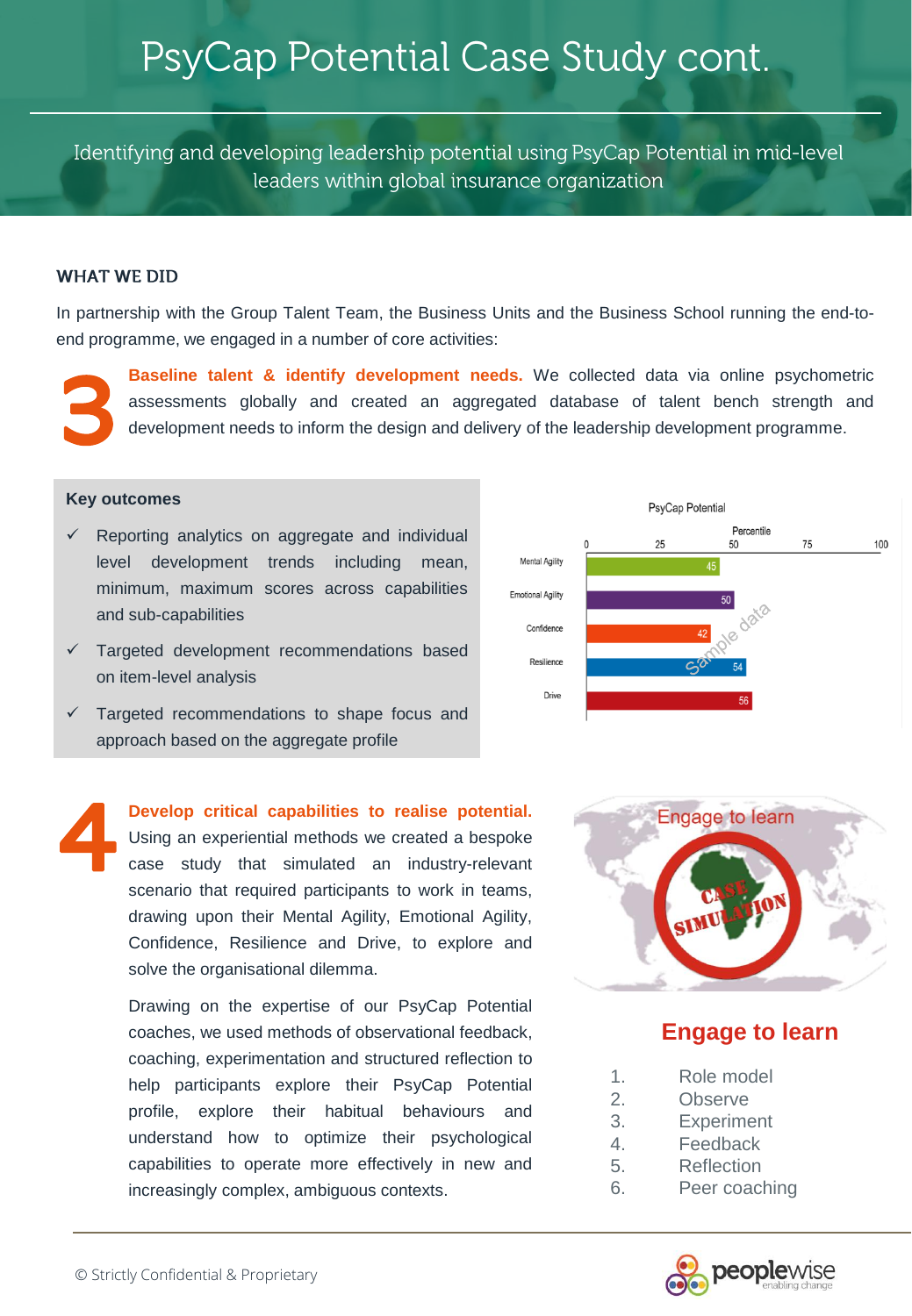# PsyCap Potential Case Study cont.

Identifying and developing leadership potential using PsyCap Potential in mid-level leaders within global insurance organization

## WHAT WE DID

In partnership with the Group Talent Team, the Business Units and the Business School running the end-to-end programme, we engaged in a number of core activities:

**3** **Baseline talent & identify development needs.** We collected data via online psychometric assessments globally and created an aggregated database of talent bench strength and development needs to inform the design and delivery of the leadership development programme.

### Key outcomes

- ✓ Reporting analytics on aggregate and individual level development trends including mean, minimum, maximum scores across capabilities and sub-capabilities
- ✓ Targeted development recommendations based on item-level analysis
- ✓ Targeted recommendations to shape focus and approach based on the aggregate profile

PsyCap Potential (Percentile) — Sample data

| Capability | Percentile |
|---|---|
| Mental Agility | 45 |
| Emotional Agility | 50 |
| Confidence | 42 |
| Resilience | 54 |
| Drive | 56 |

**4** **Develop critical capabilities to realise potential.** Using an experiential methods we created a bespoke case study that simulated an industry-relevant scenario that required participants to work in teams, drawing upon their Mental Agility, Emotional Agility, Confidence, Resilience and Drive, to explore and solve the organisational dilemma.

Drawing on the expertise of our PsyCap Potential coaches, we used methods of observational feedback, coaching, experimentation and structured reflection to help participants explore their PsyCap Potential profile, explore their habitual behaviours and understand how to optimize their psychological capabilities to operate more effectively in new and increasingly complex, ambiguous contexts.

Engage to learn

CASE SIMULATION

### Engage to learn

1. Role model
2. Observe
3. Experiment
4. Feedback
5. Reflection
6. Peer coaching

© Strictly Confidential & Proprietary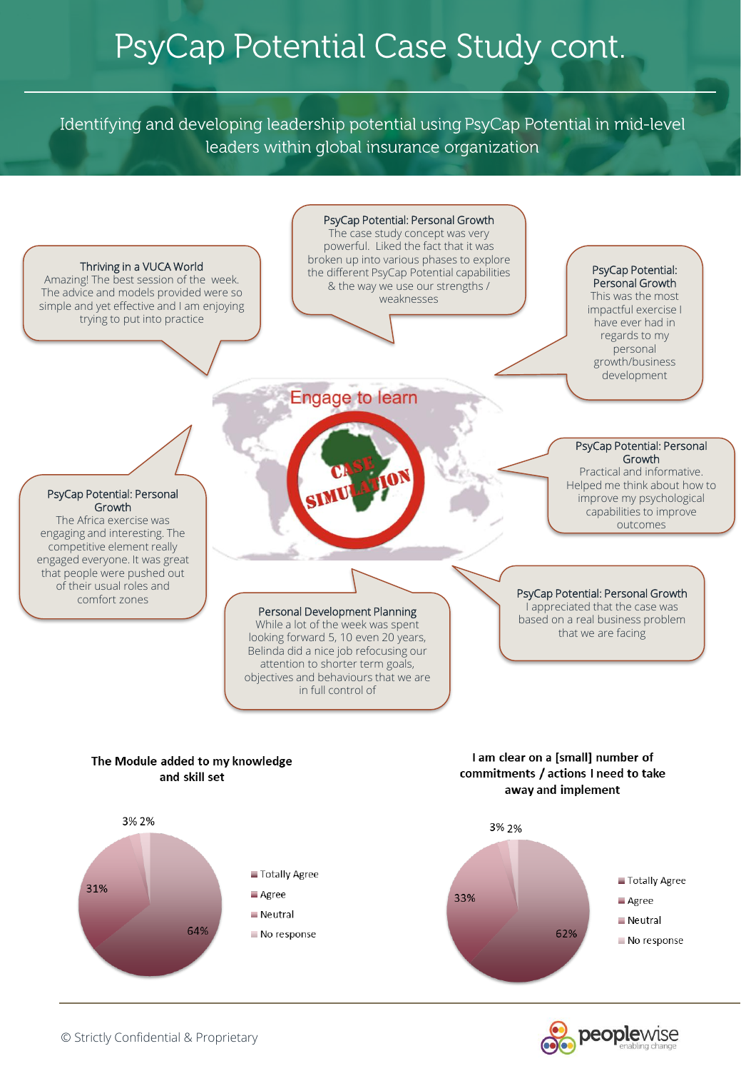# PsyCap Potential Case Study cont.

Identifying and developing leadership potential using PsyCap Potential in mid-level leaders within global insurance organization

**Thriving in a VUCA World**
Amazing! The best session of the week. The advice and models provided were so simple and yet effective and I am enjoying trying to put into practice

**PsyCap Potential: Personal Growth**
The case study concept was very powerful. Liked the fact that it was broken up into various phases to explore the different PsyCap Potential capabilities & the way we use our strengths / weaknesses

**PsyCap Potential: Personal Growth**
This was the most impactful exercise I have ever had in regards to my personal growth/business development

Engage to learn

CASE SIMULATION

**PsyCap Potential: Personal Growth**
The Africa exercise was engaging and interesting. The competitive element really engaged everyone. It was great that people were pushed out of their usual roles and comfort zones

**PsyCap Potential: Personal Growth**
Practical and informative. Helped me think about how to improve my psychological capabilities to improve outcomes

**Personal Development Planning**
While a lot of the week was spent looking forward 5, 10 even 20 years, Belinda did a nice job refocusing our attention to shorter term goals, objectives and behaviours that we are in full control of

**PsyCap Potential: Personal Growth**
I appreciated that the case was based on a real business problem that we are facing

**The Module added to my knowledge and skill set**

| Response | % |
|---|---|
| Totally Agree | 64% |
| Agree | 31% |
| Neutral | 3% |
| No response | 2% |

**I am clear on a [small] number of commitments / actions I need to take away and implement**

| Response | % |
|---|---|
| Totally Agree | 62% |
| Agree | 33% |
| Neutral | 3% |
| No response | 2% |

© Strictly Confidential & Proprietary

peoplewise enabling change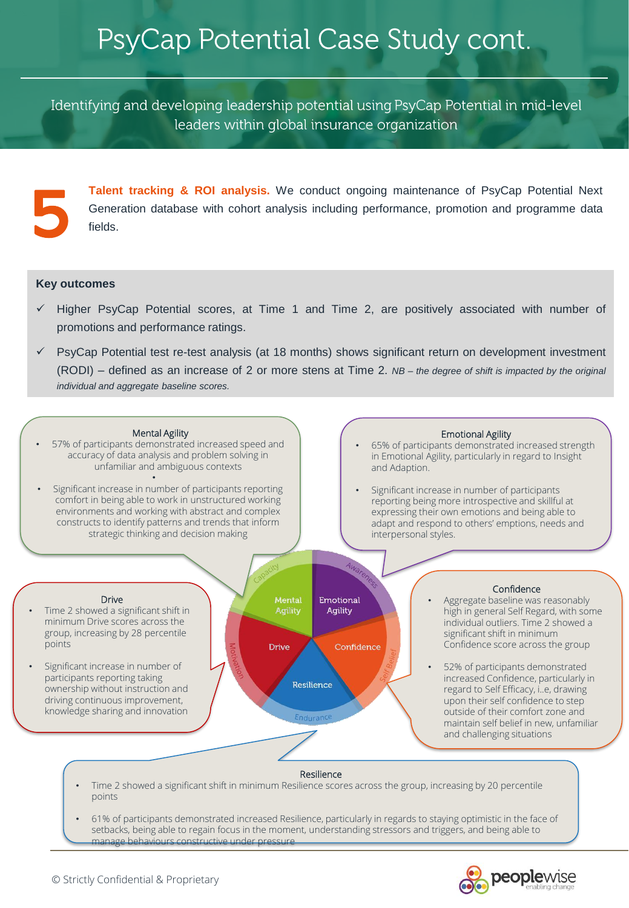# PsyCap Potential Case Study cont.

Identifying and developing leadership potential using PsyCap Potential in mid-level leaders within global insurance organization

**5** **Talent tracking & ROI analysis.** We conduct ongoing maintenance of PsyCap Potential Next Generation database with cohort analysis including performance, promotion and programme data fields.

**Key outcomes**

- ✓ Higher PsyCap Potential scores, at Time 1 and Time 2, are positively associated with number of promotions and performance ratings.
- ✓ PsyCap Potential test re-test analysis (at 18 months) shows significant return on development investment (RODI) – defined as an increase of 2 or more stens at Time 2. *NB – the degree of shift is impacted by the original individual and aggregate baseline scores.*

### Mental Agility

- 57% of participants demonstrated increased speed and accuracy of data analysis and problem solving in unfamiliar and ambiguous contexts
- Significant increase in number of participants reporting comfort in being able to work in unstructured working environments and working with abstract and complex constructs to identify patterns and trends that inform strategic thinking and decision making

### Emotional Agility

- 65% of participants demonstrated increased strength in Emotional Agility, particularly in regard to Insight and Adaption.
- Significant increase in number of participants reporting being more introspective and skillful at expressing their own emotions and being able to adapt and respond to others' emptions, needs and interpersonal styles.

### Drive

- Time 2 showed a significant shift in minimum Drive scores across the group, increasing by 28 percentile points
- Significant increase in number of participants reporting taking ownership without instruction and driving continuous improvement, knowledge sharing and innovation

Capacity · Awareness · Motivation · Self Belief · Endurance

Mental Agility · Emotional Agility · Drive · Confidence · Resilience

### Confidence

- Aggregate baseline was reasonably high in general Self Regard, with some individual outliers. Time 2 showed a significant shift in minimum Confidence score across the group
- 52% of participants demonstrated increased Confidence, particularly in regard to Self Efficacy, i.,e, drawing upon their self confidence to step outside of their comfort zone and maintain self belief in new, unfamiliar and challenging situations

### Resilience

- Time 2 showed a significant shift in minimum Resilience scores across the group, increasing by 20 percentile points
- 61% of participants demonstrated increased Resilience, particularly in regards to staying optimistic in the face of setbacks, being able to regain focus in the moment, understanding stressors and triggers, and being able to manage behaviours constructive under pressure

© Strictly Confidential & Proprietary

peoplewise enabling change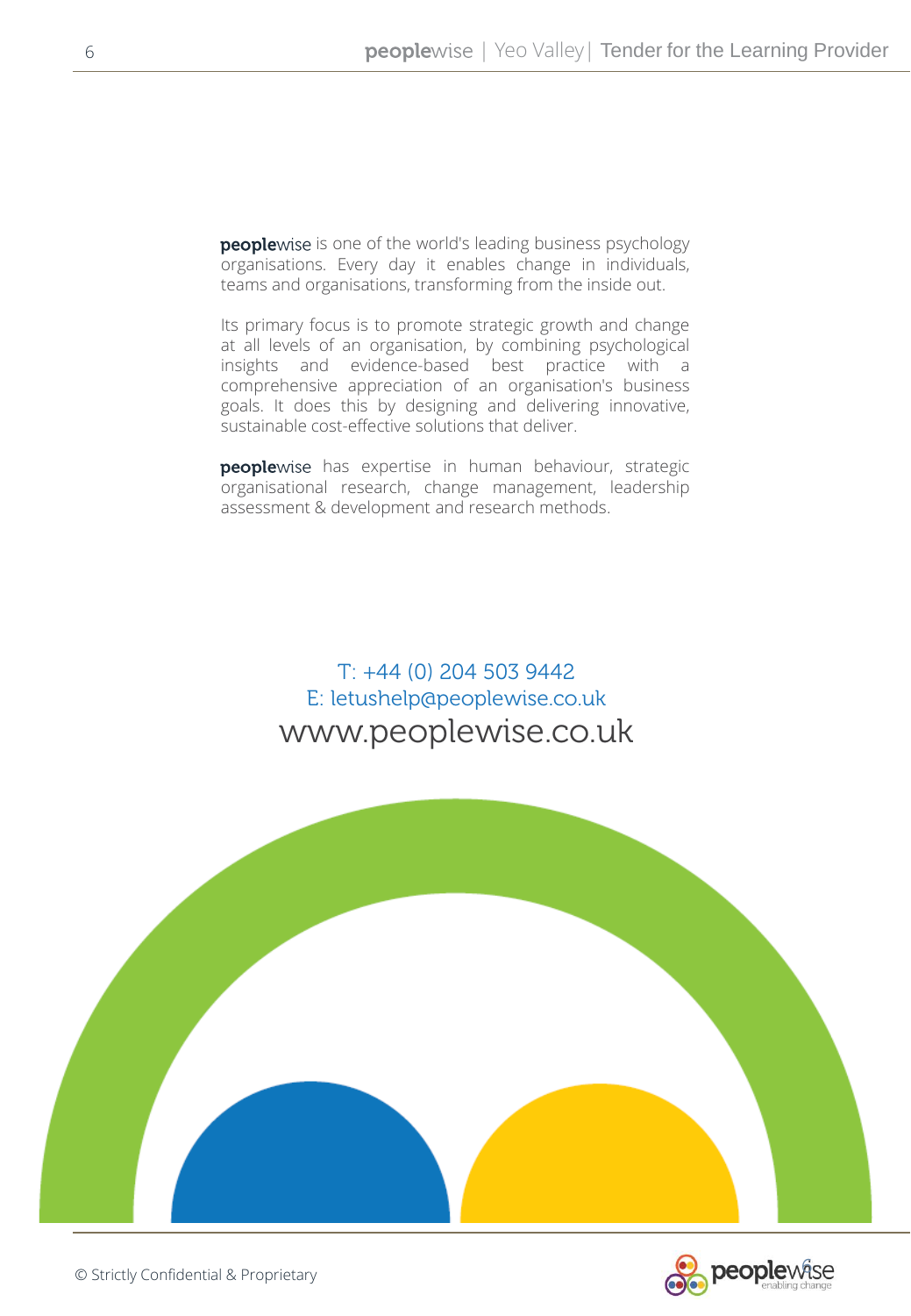**people**wise is one of the world's leading business psychology organisations. Every day it enables change in individuals, teams and organisations, transforming from the inside out.

Its primary focus is to promote strategic growth and change at all levels of an organisation, by combining psychological insights and evidence-based best practice with a comprehensive appreciation of an organisation's business goals. It does this by designing and delivering innovative, sustainable cost-effective solutions that deliver.

**people**wise has expertise in human behaviour, strategic organisational research, change management, leadership assessment & development and research methods.

T: +44 (0) 204 503 9442
E: letushelp@peoplewise.co.uk
www.peoplewise.co.uk

© Strictly Confidential & Proprietary